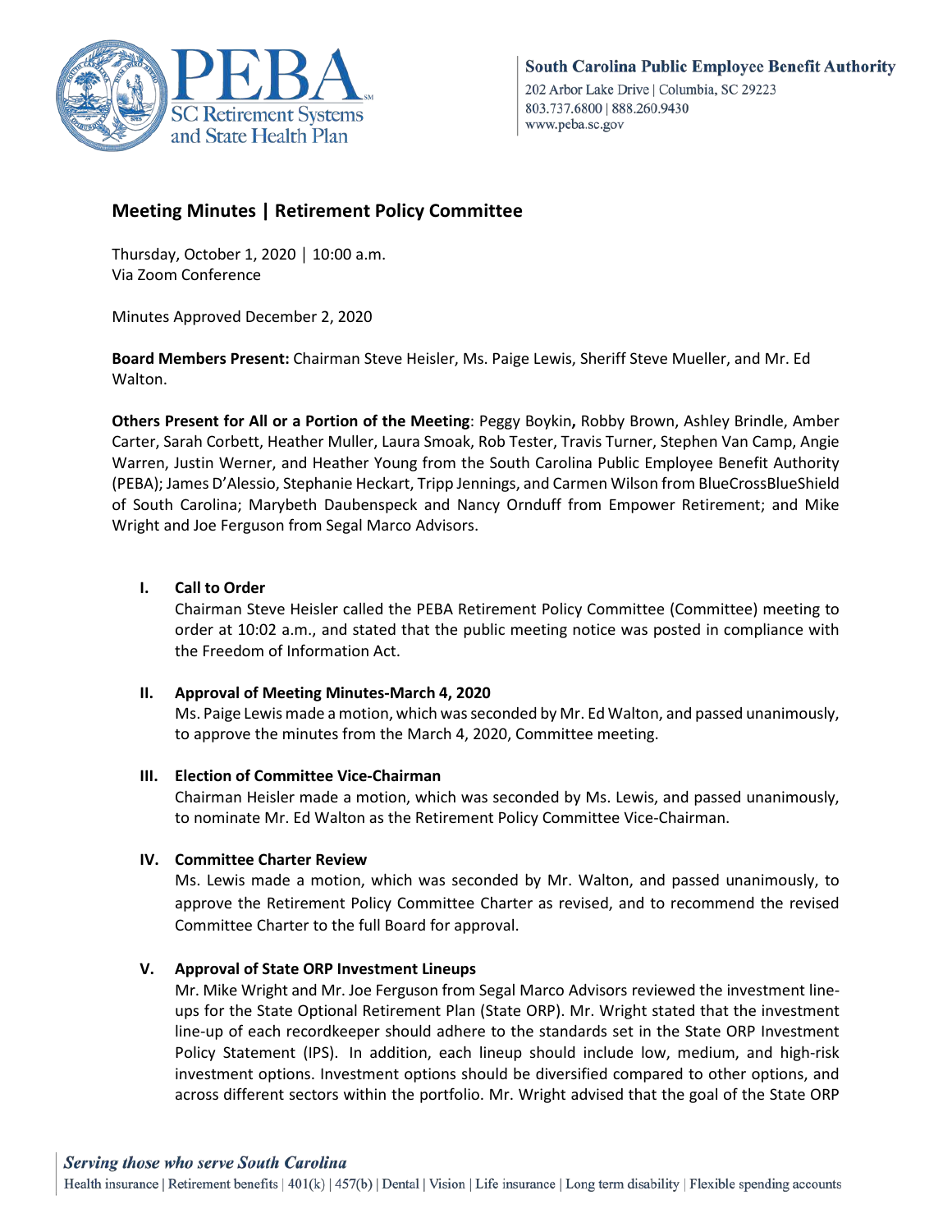## Meeting Minutes | Retirement Policy Committee

Thursday, October 1, 2020 │ 10:00 a.m.
Via Zoom Conference

Minutes Approved December 2, 2020

**Board Members Present:** Chairman Steve Heisler, Ms. Paige Lewis, Sheriff Steve Mueller, and Mr. Ed Walton.

**Others Present for All or a Portion of the Meeting**: Peggy Boykin**,** Robby Brown, Ashley Brindle, Amber Carter, Sarah Corbett, Heather Muller, Laura Smoak, Rob Tester, Travis Turner, Stephen Van Camp, Angie Warren, Justin Werner, and Heather Young from the South Carolina Public Employee Benefit Authority (PEBA); James D'Alessio, Stephanie Heckart, Tripp Jennings, and Carmen Wilson from BlueCrossBlueShield of South Carolina; Marybeth Daubenspeck and Nancy Ornduff from Empower Retirement; and Mike Wright and Joe Ferguson from Segal Marco Advisors.

### I. Call to Order

Chairman Steve Heisler called the PEBA Retirement Policy Committee (Committee) meeting to order at 10:02 a.m., and stated that the public meeting notice was posted in compliance with the Freedom of Information Act.

### II. Approval of Meeting Minutes-March 4, 2020

Ms. Paige Lewis made a motion, which was seconded by Mr. Ed Walton, and passed unanimously, to approve the minutes from the March 4, 2020, Committee meeting.

### III. Election of Committee Vice-Chairman

Chairman Heisler made a motion, which was seconded by Ms. Lewis, and passed unanimously, to nominate Mr. Ed Walton as the Retirement Policy Committee Vice-Chairman.

### IV. Committee Charter Review

Ms. Lewis made a motion, which was seconded by Mr. Walton, and passed unanimously, to approve the Retirement Policy Committee Charter as revised, and to recommend the revised Committee Charter to the full Board for approval.

### V. Approval of State ORP Investment Lineups

Mr. Mike Wright and Mr. Joe Ferguson from Segal Marco Advisors reviewed the investment line-ups for the State Optional Retirement Plan (State ORP). Mr. Wright stated that the investment line-up of each recordkeeper should adhere to the standards set in the State ORP Investment Policy Statement (IPS). In addition, each lineup should include low, medium, and high-risk investment options. Investment options should be diversified compared to other options, and across different sectors within the portfolio. Mr. Wright advised that the goal of the State ORP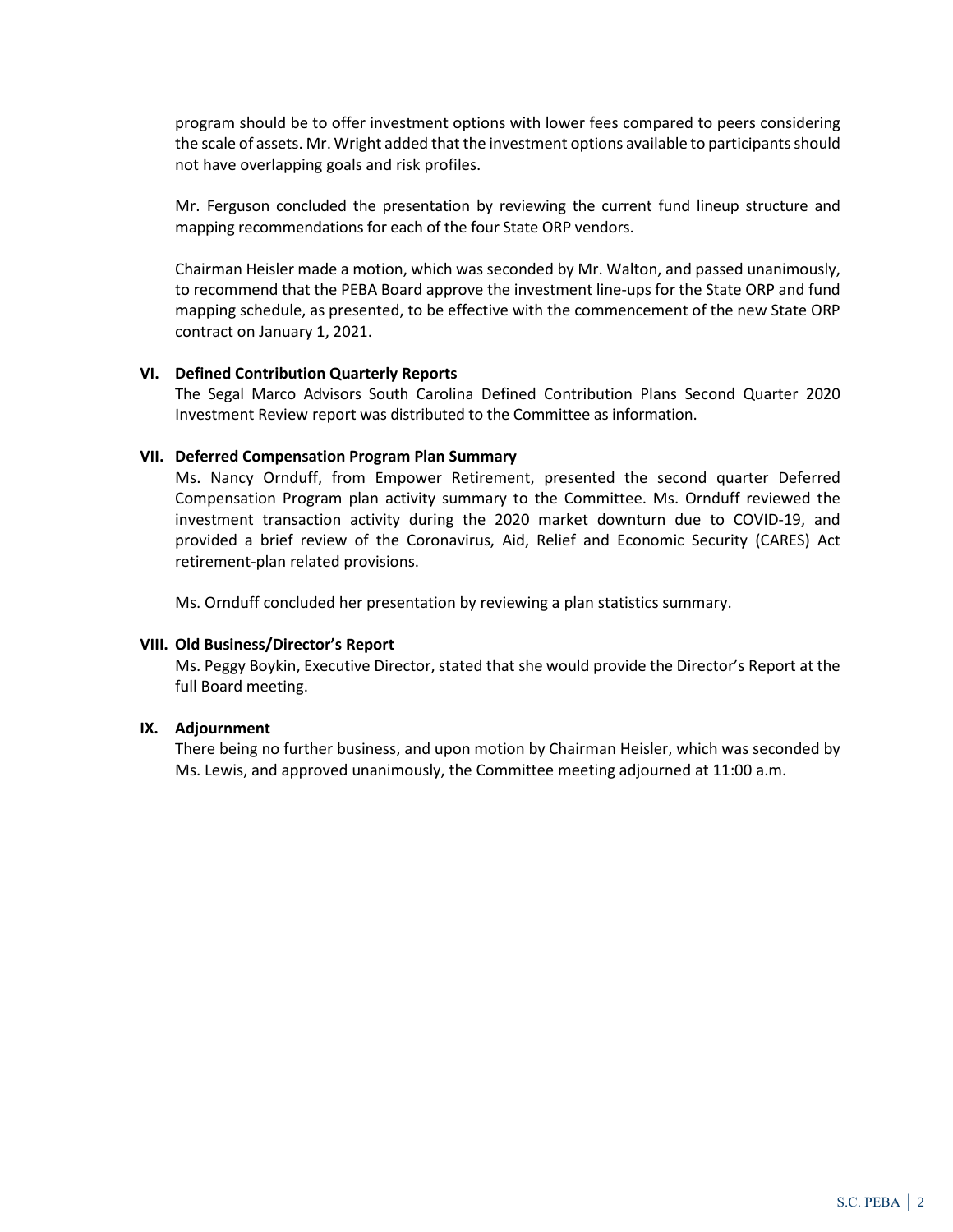program should be to offer investment options with lower fees compared to peers considering the scale of assets. Mr. Wright added that the investment options available to participants should not have overlapping goals and risk profiles.

Mr. Ferguson concluded the presentation by reviewing the current fund lineup structure and mapping recommendations for each of the four State ORP vendors.

Chairman Heisler made a motion, which was seconded by Mr. Walton, and passed unanimously, to recommend that the PEBA Board approve the investment line-ups for the State ORP and fund mapping schedule, as presented, to be effective with the commencement of the new State ORP contract on January 1, 2021.

**VI. Defined Contribution Quarterly Reports**

The Segal Marco Advisors South Carolina Defined Contribution Plans Second Quarter 2020 Investment Review report was distributed to the Committee as information.

**VII. Deferred Compensation Program Plan Summary**

Ms. Nancy Ornduff, from Empower Retirement, presented the second quarter Deferred Compensation Program plan activity summary to the Committee. Ms. Ornduff reviewed the investment transaction activity during the 2020 market downturn due to COVID-19, and provided a brief review of the Coronavirus, Aid, Relief and Economic Security (CARES) Act retirement-plan related provisions.

Ms. Ornduff concluded her presentation by reviewing a plan statistics summary.

**VIII. Old Business/Director's Report**

Ms. Peggy Boykin, Executive Director, stated that she would provide the Director's Report at the full Board meeting.

**IX. Adjournment**

There being no further business, and upon motion by Chairman Heisler, which was seconded by Ms. Lewis, and approved unanimously, the Committee meeting adjourned at 11:00 a.m.